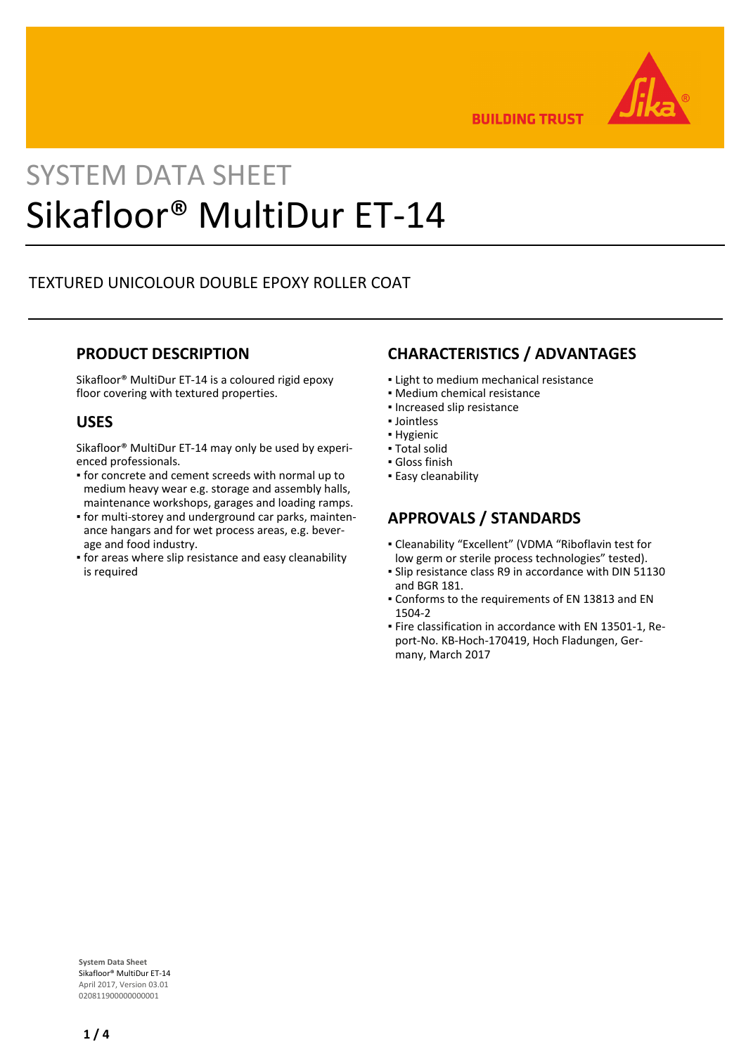# SYSTEM DATA SHEET

# Sikafloor® MultiDur ET-14

TEXTURED UNICOLOUR DOUBLE EPOXY ROLLER COAT

## PRODUCT DESCRIPTION

Sikafloor® MultiDur ET-14 is a coloured rigid epoxy floor covering with textured properties.

## USES

Sikafloor® MultiDur ET-14 may only be used by experienced professionals.

- for concrete and cement screeds with normal up to medium heavy wear e.g. storage and assembly halls, maintenance workshops, garages and loading ramps.
- for multi-storey and underground car parks, maintenance hangars and for wet process areas, e.g. beverage and food industry.
- for areas where slip resistance and easy cleanability is required

## CHARACTERISTICS / ADVANTAGES

- Light to medium mechanical resistance
- Medium chemical resistance
- Increased slip resistance
- Jointless
- Hygienic
- Total solid
- Gloss finish
- Easy cleanability

## APPROVALS / STANDARDS

- Cleanability "Excellent" (VDMA "Riboflavin test for low germ or sterile process technologies" tested).
- Slip resistance class R9 in accordance with DIN 51130 and BGR 181.
- Conforms to the requirements of EN 13813 and EN 1504-2
- Fire classification in accordance with EN 13501-1, Report-No. KB-Hoch-170419, Hoch Fladungen, Germany, March 2017

**System Data Sheet**
Sikafloor® MultiDur ET-14
April 2017, Version 03.01
020811900000000001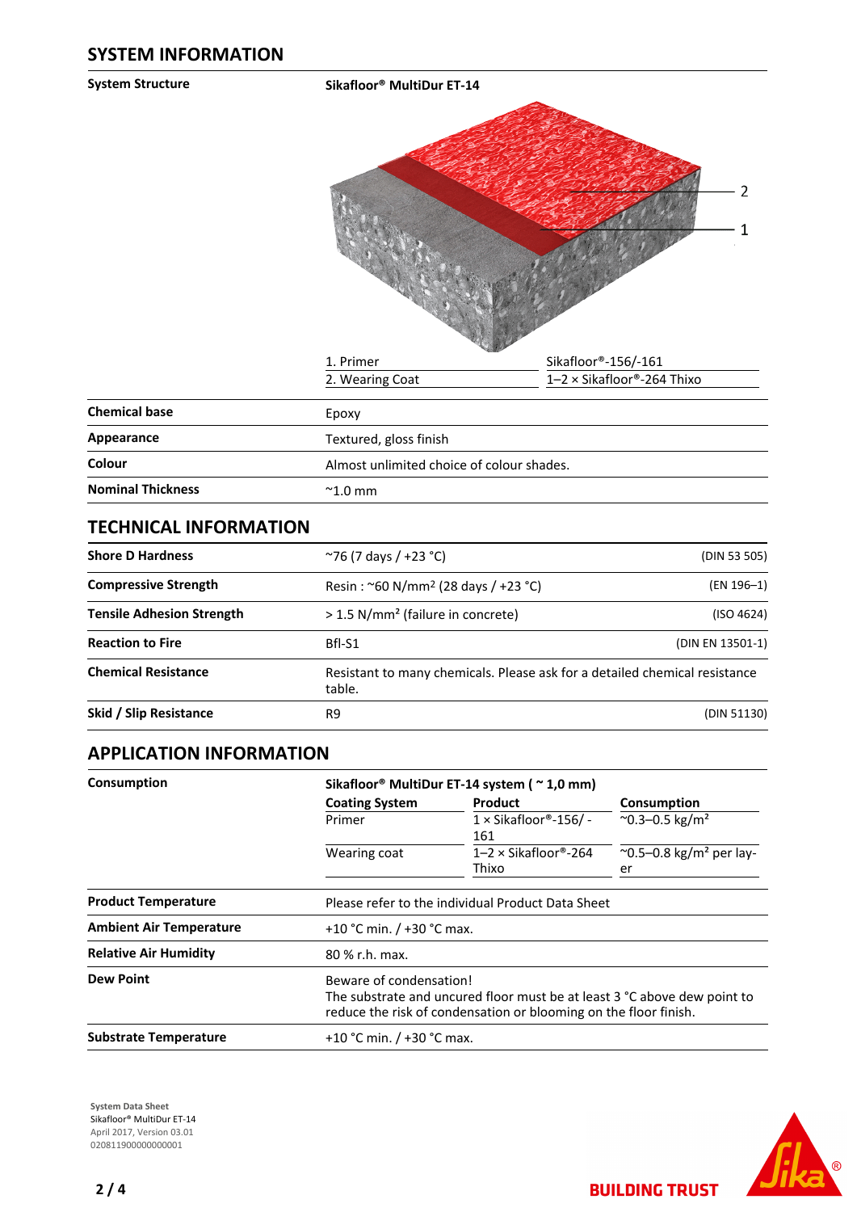## SYSTEM INFORMATION

| | |
|---|---|
| **System Structure** | **Sikafloor® MultiDur ET-14** |

| | |
|---|---|
| 1. Primer | Sikafloor®-156/-161 |
| 2. Wearing Coat | 1–2 × Sikafloor®-264 Thixo |

| | |
|---|---|
| **Chemical base** | Epoxy |
| **Appearance** | Textured, gloss finish |
| **Colour** | Almost unlimited choice of colour shades. |
| **Nominal Thickness** | ~1.0 mm |

## TECHNICAL INFORMATION

| | | |
|---|---|---|
| **Shore D Hardness** | ~76 (7 days / +23 °C) | (DIN 53 505) |
| **Compressive Strength** | Resin : ~60 N/mm² (28 days / +23 °C) | (EN 196–1) |
| **Tensile Adhesion Strength** | > 1.5 N/mm² (failure in concrete) | (ISO 4624) |
| **Reaction to Fire** | Bfl-S1 | (DIN EN 13501-1) |
| **Chemical Resistance** | Resistant to many chemicals. Please ask for a detailed chemical resistance table. | |
| **Skid / Slip Resistance** | R9 | (DIN 51130) |

## APPLICATION INFORMATION

**Consumption**

**Sikafloor® MultiDur ET-14 system ( ~ 1,0 mm)**

| Coating System | Product | Consumption |
|---|---|---|
| Primer | 1 × Sikafloor®-156/ -161 | ~0.3–0.5 kg/m² |
| Wearing coat | 1–2 × Sikafloor®-264 Thixo | ~0.5–0.8 kg/m² per layer |

| | |
|---|---|
| **Product Temperature** | Please refer to the individual Product Data Sheet |
| **Ambient Air Temperature** | +10 °C min. / +30 °C max. |
| **Relative Air Humidity** | 80 % r.h. max. |
| **Dew Point** | Beware of condensation! The substrate and uncured floor must be at least 3 °C above dew point to reduce the risk of condensation or blooming on the floor finish. |
| **Substrate Temperature** | +10 °C min. / +30 °C max. |

**System Data Sheet**
Sikafloor® MultiDur ET-14
April 2017, Version 03.01
020811900000000001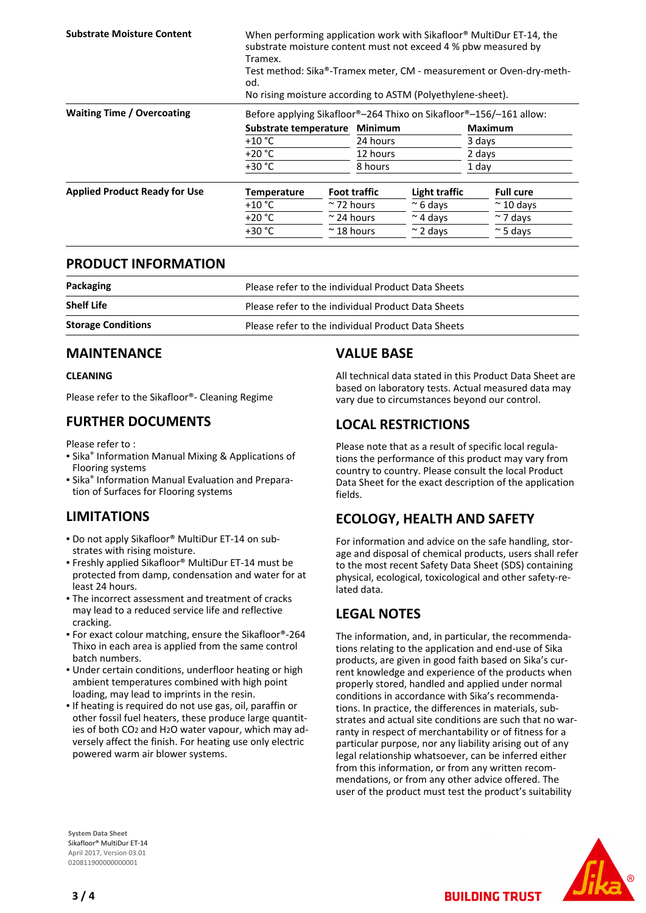**Substrate Moisture Content**

When performing application work with Sikafloor® MultiDur ET-14, the substrate moisture content must not exceed 4 % pbw measured by Tramex.
Test method: Sika®-Tramex meter, CM - measurement or Oven-dry-method.
No rising moisture according to ASTM (Polyethylene-sheet).

**Waiting Time / Overcoating**

Before applying Sikafloor®–264 Thixo on Sikafloor®–156/–161 allow:

| Substrate temperature | Minimum | Maximum |
|---|---|---|
| +10 °C | 24 hours | 3 days |
| +20 °C | 12 hours | 2 days |
| +30 °C | 8 hours | 1 day |

**Applied Product Ready for Use**

| Temperature | Foot traffic | Light traffic | Full cure |
|---|---|---|---|
| +10 °C | ~ 72 hours | ~ 6 days | ~ 10 days |
| +20 °C | ~ 24 hours | ~ 4 days | ~ 7 days |
| +30 °C | ~ 18 hours | ~ 2 days | ~ 5 days |

## PRODUCT INFORMATION

| | |
|---|---|
| **Packaging** | Please refer to the individual Product Data Sheets |
| **Shelf Life** | Please refer to the individual Product Data Sheets |
| **Storage Conditions** | Please refer to the individual Product Data Sheets |

## MAINTENANCE

### CLEANING

Please refer to the Sikafloor®- Cleaning Regime

## FURTHER DOCUMENTS

Please refer to :
- Sika® Information Manual Mixing & Applications of Flooring systems
- Sika® Information Manual Evaluation and Preparation of Surfaces for Flooring systems

## LIMITATIONS

- Do not apply Sikafloor® MultiDur ET-14 on substrates with rising moisture.
- Freshly applied Sikafloor® MultiDur ET-14 must be protected from damp, condensation and water for at least 24 hours.
- The incorrect assessment and treatment of cracks may lead to a reduced service life and reflective cracking.
- For exact colour matching, ensure the Sikafloor®-264 Thixo in each area is applied from the same control batch numbers.
- Under certain conditions, underfloor heating or high ambient temperatures combined with high point loading, may lead to imprints in the resin.
- If heating is required do not use gas, oil, paraffin or other fossil fuel heaters, these produce large quantities of both $CO_2$ and $H_2O$ water vapour, which may adversely affect the finish. For heating use only electric powered warm air blower systems.

## VALUE BASE

All technical data stated in this Product Data Sheet are based on laboratory tests. Actual measured data may vary due to circumstances beyond our control.

## LOCAL RESTRICTIONS

Please note that as a result of specific local regulations the performance of this product may vary from country to country. Please consult the local Product Data Sheet for the exact description of the application fields.

## ECOLOGY, HEALTH AND SAFETY

For information and advice on the safe handling, storage and disposal of chemical products, users shall refer to the most recent Safety Data Sheet (SDS) containing physical, ecological, toxicological and other safety-related data.

## LEGAL NOTES

The information, and, in particular, the recommendations relating to the application and end-use of Sika products, are given in good faith based on Sika's current knowledge and experience of the products when properly stored, handled and applied under normal conditions in accordance with Sika's recommendations. In practice, the differences in materials, substrates and actual site conditions are such that no warranty in respect of merchantability or of fitness for a particular purpose, nor any liability arising out of any legal relationship whatsoever, can be inferred either from this information, or from any written recommendations, or from any other advice offered. The user of the product must test the product's suitability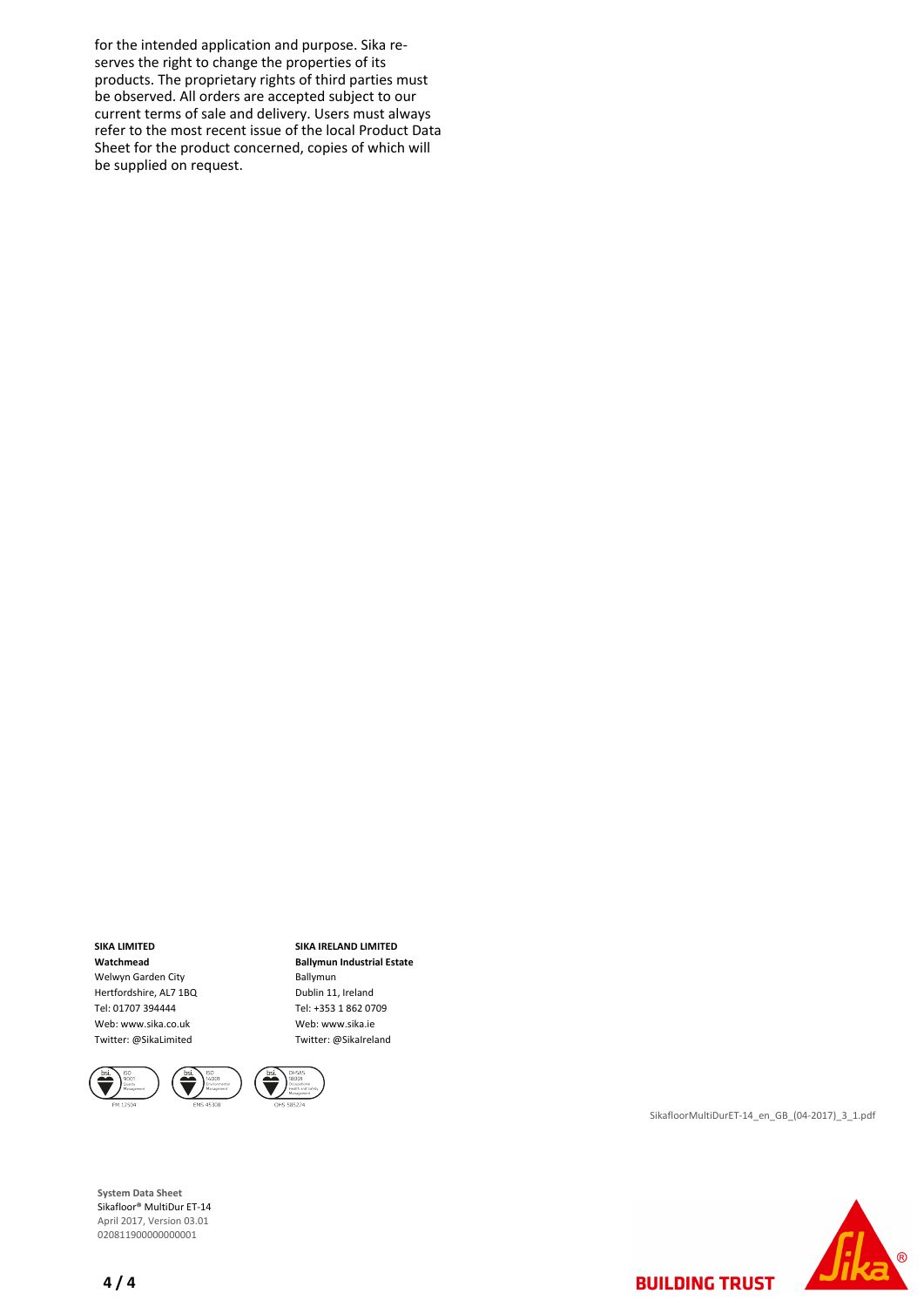for the intended application and purpose. Sika reserves the right to change the properties of its products. The proprietary rights of third parties must be observed. All orders are accepted subject to our current terms of sale and delivery. Users must always refer to the most recent issue of the local Product Data Sheet for the product concerned, copies of which will be supplied on request.

**SIKA LIMITED**
**Watchmead**
Welwyn Garden City
Hertfordshire, AL7 1BQ
Tel: 01707 394444
Web: www.sika.co.uk
Twitter: @SikaLimited

**SIKA IRELAND LIMITED**
**Ballymun Industrial Estate**
Ballymun
Dublin 11, Ireland
Tel: +353 1 862 0709
Web: www.sika.ie
Twitter: @SikaIreland

FM 12504 EMS 45308 OHS 585274

SikafloorMultiDurET-14_en_GB_(04-2017)_3_1.pdf

**System Data Sheet**
Sikafloor® MultiDur ET-14
April 2017, Version 03.01
020811900000000001

BUILDING TRUST